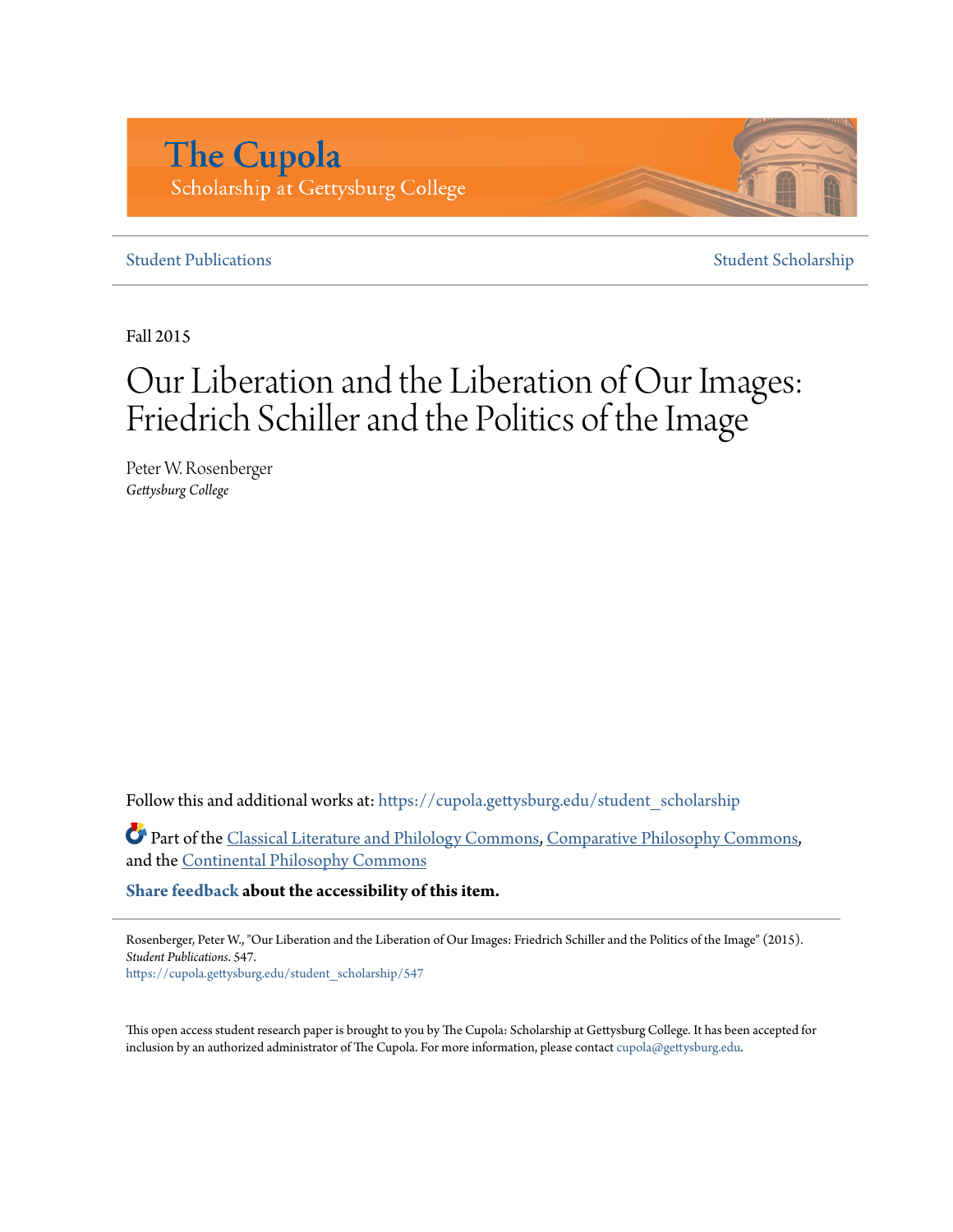The Cupola
Scholarship at Gettysburg College

Student Publications

Student Scholarship

Fall 2015

# Our Liberation and the Liberation of Our Images: Friedrich Schiller and the Politics of the Image

Peter W. Rosenberger
*Gettysburg College*

Follow this and additional works at: https://cupola.gettysburg.edu/student_scholarship

Part of the Classical Literature and Philology Commons, Comparative Philosophy Commons, and the Continental Philosophy Commons

**Share feedback about the accessibility of this item.**

Rosenberger, Peter W., "Our Liberation and the Liberation of Our Images: Friedrich Schiller and the Politics of the Image" (2015). *Student Publications*. 547.
https://cupola.gettysburg.edu/student_scholarship/547

This open access student research paper is brought to you by The Cupola: Scholarship at Gettysburg College. It has been accepted for inclusion by an authorized administrator of The Cupola. For more information, please contact cupola@gettysburg.edu.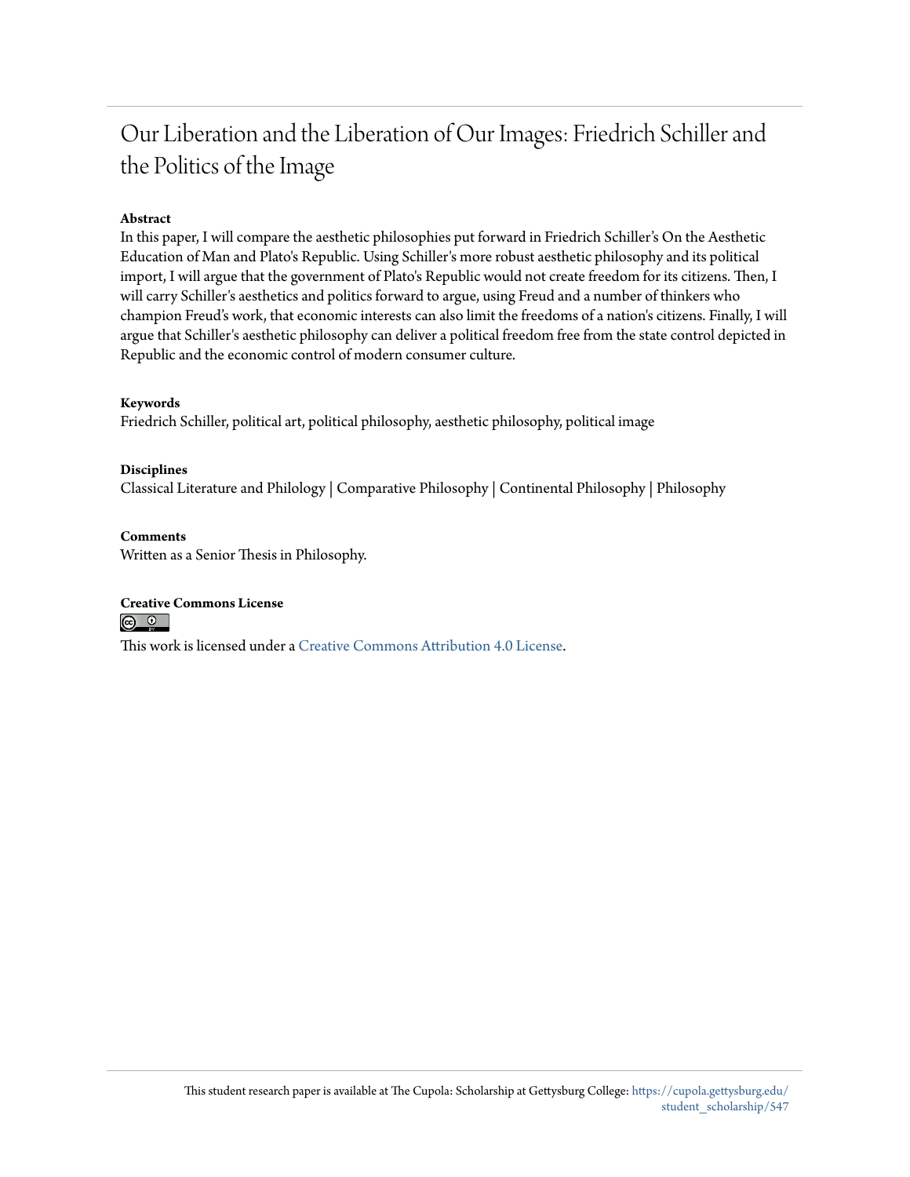# Our Liberation and the Liberation of Our Images: Friedrich Schiller and the Politics of the Image

**Abstract**

In this paper, I will compare the aesthetic philosophies put forward in Friedrich Schiller's On the Aesthetic Education of Man and Plato's Republic. Using Schiller's more robust aesthetic philosophy and its political import, I will argue that the government of Plato's Republic would not create freedom for its citizens. Then, I will carry Schiller's aesthetics and politics forward to argue, using Freud and a number of thinkers who champion Freud's work, that economic interests can also limit the freedoms of a nation's citizens. Finally, I will argue that Schiller's aesthetic philosophy can deliver a political freedom free from the state control depicted in Republic and the economic control of modern consumer culture.

**Keywords**

Friedrich Schiller, political art, political philosophy, aesthetic philosophy, political image

**Disciplines**

Classical Literature and Philology | Comparative Philosophy | Continental Philosophy | Philosophy

**Comments**

Written as a Senior Thesis in Philosophy.

**Creative Commons License**

This work is licensed under a Creative Commons Attribution 4.0 License.

This student research paper is available at The Cupola: Scholarship at Gettysburg College: https://cupola.gettysburg.edu/student_scholarship/547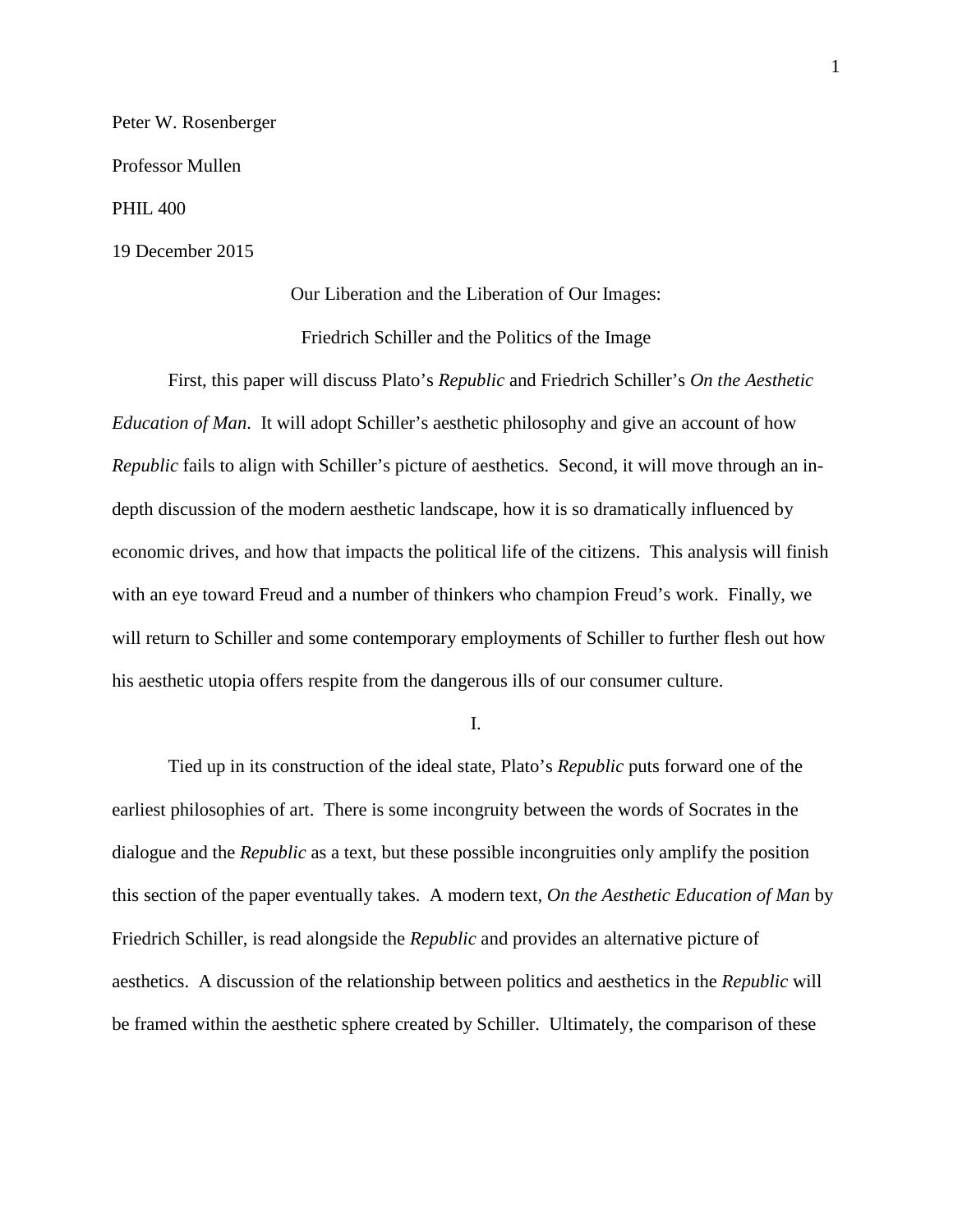Peter W. Rosenberger

Professor Mullen

PHIL 400

19 December 2015

# Our Liberation and the Liberation of Our Images: Friedrich Schiller and the Politics of the Image

First, this paper will discuss Plato's *Republic* and Friedrich Schiller's *On the Aesthetic Education of Man*. It will adopt Schiller's aesthetic philosophy and give an account of how *Republic* fails to align with Schiller's picture of aesthetics. Second, it will move through an in-depth discussion of the modern aesthetic landscape, how it is so dramatically influenced by economic drives, and how that impacts the political life of the citizens. This analysis will finish with an eye toward Freud and a number of thinkers who champion Freud's work. Finally, we will return to Schiller and some contemporary employments of Schiller to further flesh out how his aesthetic utopia offers respite from the dangerous ills of our consumer culture.

## I.

Tied up in its construction of the ideal state, Plato's *Republic* puts forward one of the earliest philosophies of art. There is some incongruity between the words of Socrates in the dialogue and the *Republic* as a text, but these possible incongruities only amplify the position this section of the paper eventually takes. A modern text, *On the Aesthetic Education of Man* by Friedrich Schiller, is read alongside the *Republic* and provides an alternative picture of aesthetics. A discussion of the relationship between politics and aesthetics in the *Republic* will be framed within the aesthetic sphere created by Schiller. Ultimately, the comparison of these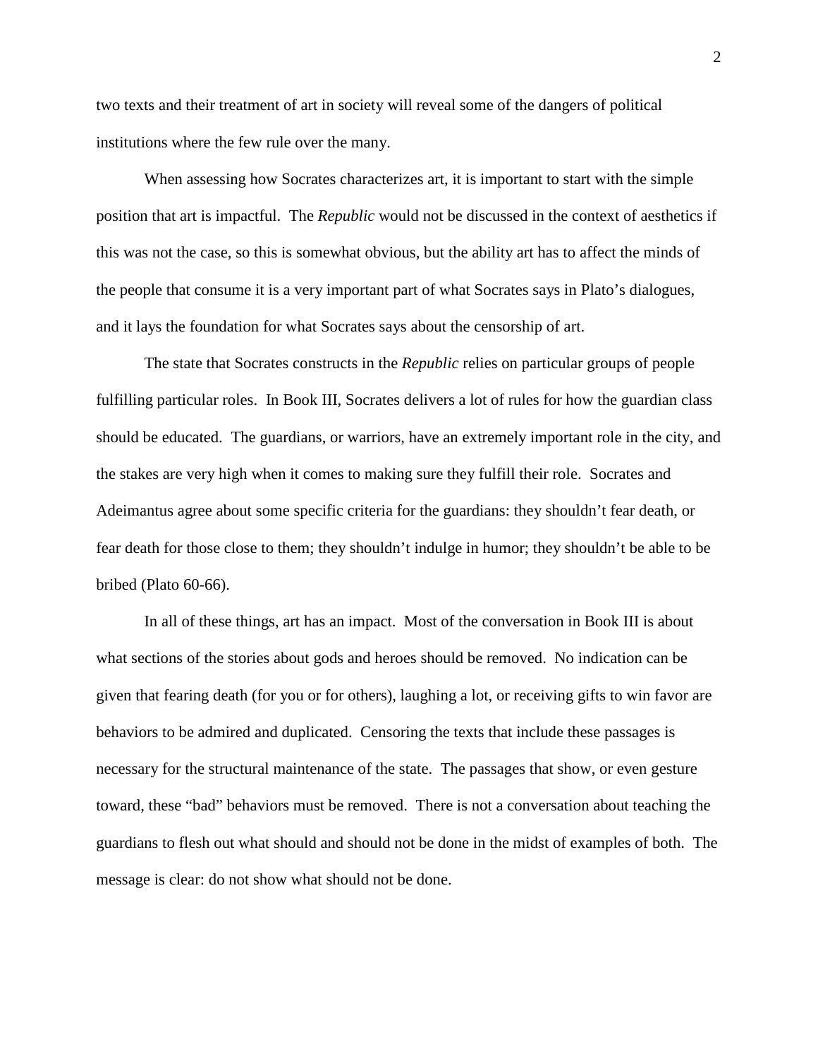two texts and their treatment of art in society will reveal some of the dangers of political institutions where the few rule over the many.

When assessing how Socrates characterizes art, it is important to start with the simple position that art is impactful. The *Republic* would not be discussed in the context of aesthetics if this was not the case, so this is somewhat obvious, but the ability art has to affect the minds of the people that consume it is a very important part of what Socrates says in Plato's dialogues, and it lays the foundation for what Socrates says about the censorship of art.

The state that Socrates constructs in the *Republic* relies on particular groups of people fulfilling particular roles. In Book III, Socrates delivers a lot of rules for how the guardian class should be educated. The guardians, or warriors, have an extremely important role in the city, and the stakes are very high when it comes to making sure they fulfill their role. Socrates and Adeimantus agree about some specific criteria for the guardians: they shouldn't fear death, or fear death for those close to them; they shouldn't indulge in humor; they shouldn't be able to be bribed (Plato 60-66).

In all of these things, art has an impact. Most of the conversation in Book III is about what sections of the stories about gods and heroes should be removed. No indication can be given that fearing death (for you or for others), laughing a lot, or receiving gifts to win favor are behaviors to be admired and duplicated. Censoring the texts that include these passages is necessary for the structural maintenance of the state. The passages that show, or even gesture toward, these "bad" behaviors must be removed. There is not a conversation about teaching the guardians to flesh out what should and should not be done in the midst of examples of both. The message is clear: do not show what should not be done.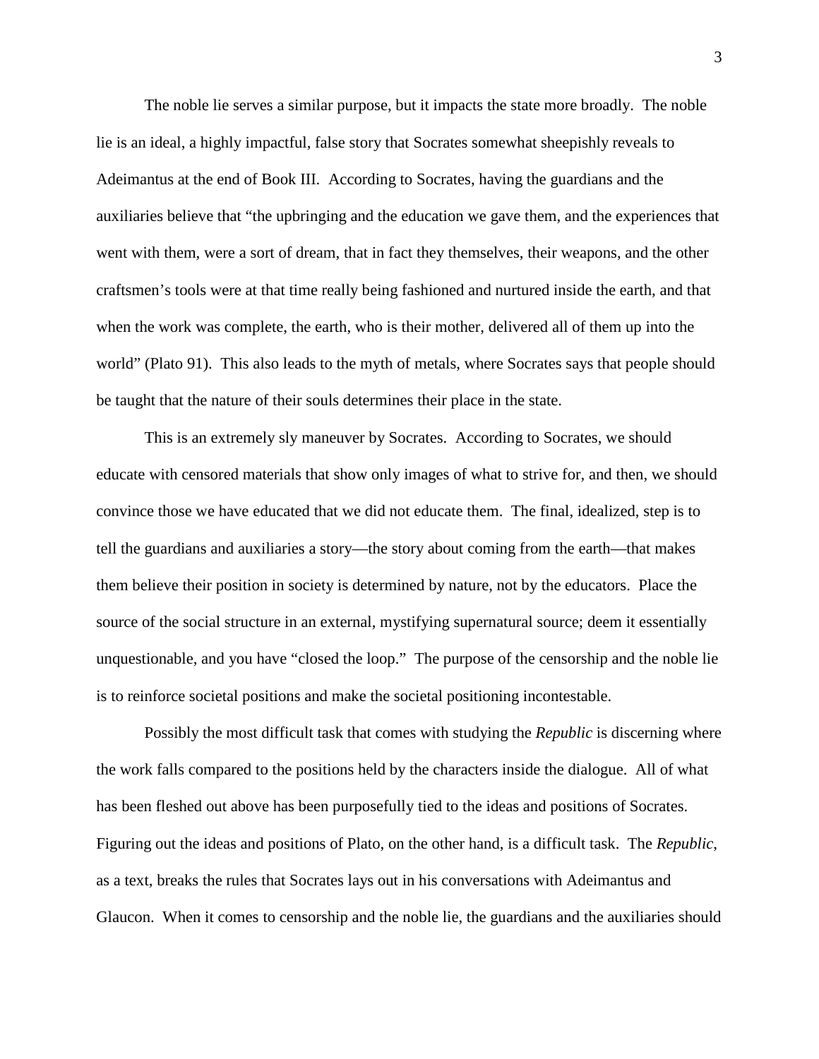The noble lie serves a similar purpose, but it impacts the state more broadly. The noble lie is an ideal, a highly impactful, false story that Socrates somewhat sheepishly reveals to Adeimantus at the end of Book III. According to Socrates, having the guardians and the auxiliaries believe that "the upbringing and the education we gave them, and the experiences that went with them, were a sort of dream, that in fact they themselves, their weapons, and the other craftsmen's tools were at that time really being fashioned and nurtured inside the earth, and that when the work was complete, the earth, who is their mother, delivered all of them up into the world" (Plato 91). This also leads to the myth of metals, where Socrates says that people should be taught that the nature of their souls determines their place in the state.

This is an extremely sly maneuver by Socrates. According to Socrates, we should educate with censored materials that show only images of what to strive for, and then, we should convince those we have educated that we did not educate them. The final, idealized, step is to tell the guardians and auxiliaries a story—the story about coming from the earth—that makes them believe their position in society is determined by nature, not by the educators. Place the source of the social structure in an external, mystifying supernatural source; deem it essentially unquestionable, and you have "closed the loop." The purpose of the censorship and the noble lie is to reinforce societal positions and make the societal positioning incontestable.

Possibly the most difficult task that comes with studying the *Republic* is discerning where the work falls compared to the positions held by the characters inside the dialogue. All of what has been fleshed out above has been purposefully tied to the ideas and positions of Socrates. Figuring out the ideas and positions of Plato, on the other hand, is a difficult task. The *Republic*, as a text, breaks the rules that Socrates lays out in his conversations with Adeimantus and Glaucon. When it comes to censorship and the noble lie, the guardians and the auxiliaries should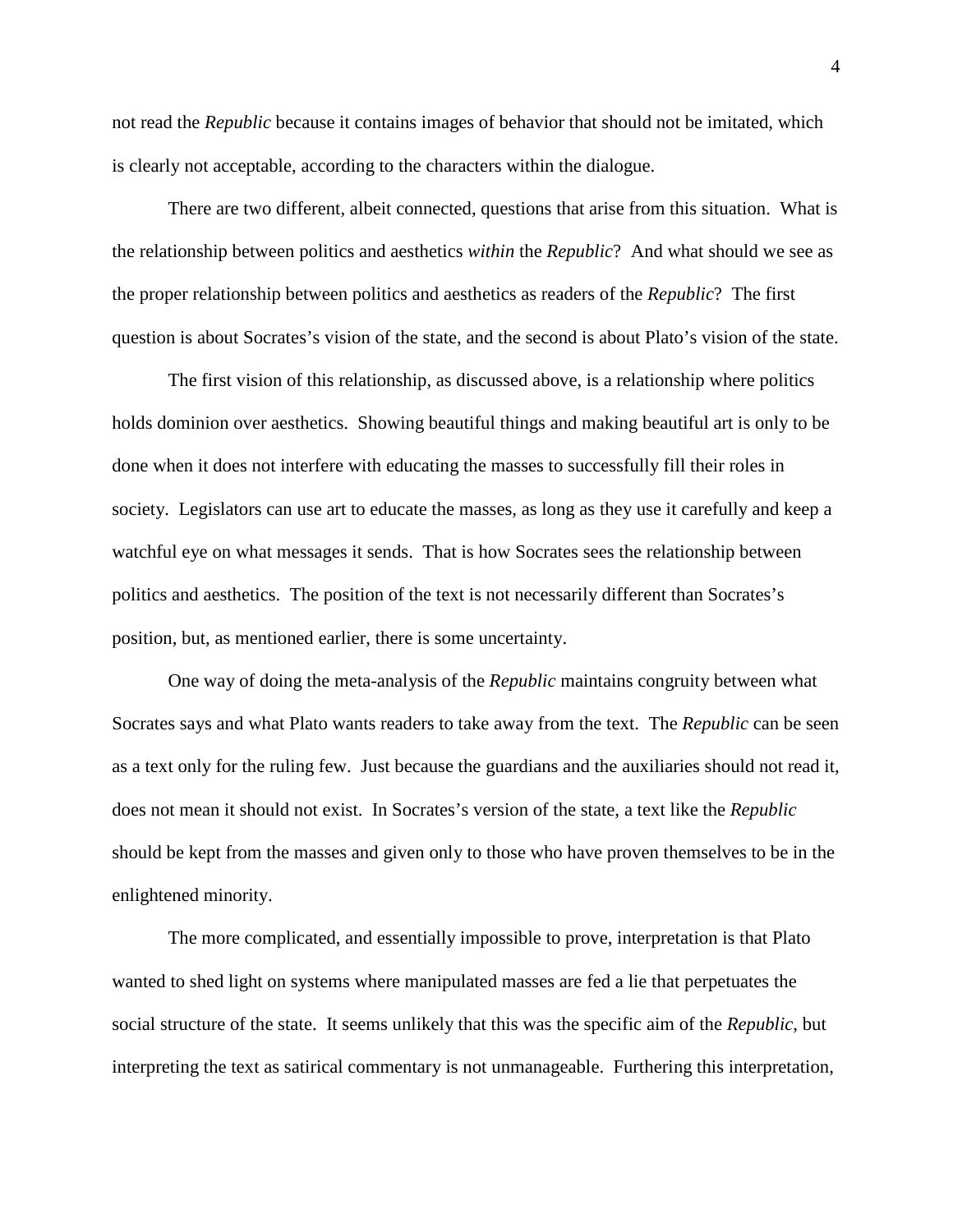not read the *Republic* because it contains images of behavior that should not be imitated, which is clearly not acceptable, according to the characters within the dialogue.

There are two different, albeit connected, questions that arise from this situation. What is the relationship between politics and aesthetics *within* the *Republic*? And what should we see as the proper relationship between politics and aesthetics as readers of the *Republic*? The first question is about Socrates's vision of the state, and the second is about Plato's vision of the state.

The first vision of this relationship, as discussed above, is a relationship where politics holds dominion over aesthetics. Showing beautiful things and making beautiful art is only to be done when it does not interfere with educating the masses to successfully fill their roles in society. Legislators can use art to educate the masses, as long as they use it carefully and keep a watchful eye on what messages it sends. That is how Socrates sees the relationship between politics and aesthetics. The position of the text is not necessarily different than Socrates's position, but, as mentioned earlier, there is some uncertainty.

One way of doing the meta-analysis of the *Republic* maintains congruity between what Socrates says and what Plato wants readers to take away from the text. The *Republic* can be seen as a text only for the ruling few. Just because the guardians and the auxiliaries should not read it, does not mean it should not exist. In Socrates's version of the state, a text like the *Republic* should be kept from the masses and given only to those who have proven themselves to be in the enlightened minority.

The more complicated, and essentially impossible to prove, interpretation is that Plato wanted to shed light on systems where manipulated masses are fed a lie that perpetuates the social structure of the state. It seems unlikely that this was the specific aim of the *Republic*, but interpreting the text as satirical commentary is not unmanageable. Furthering this interpretation,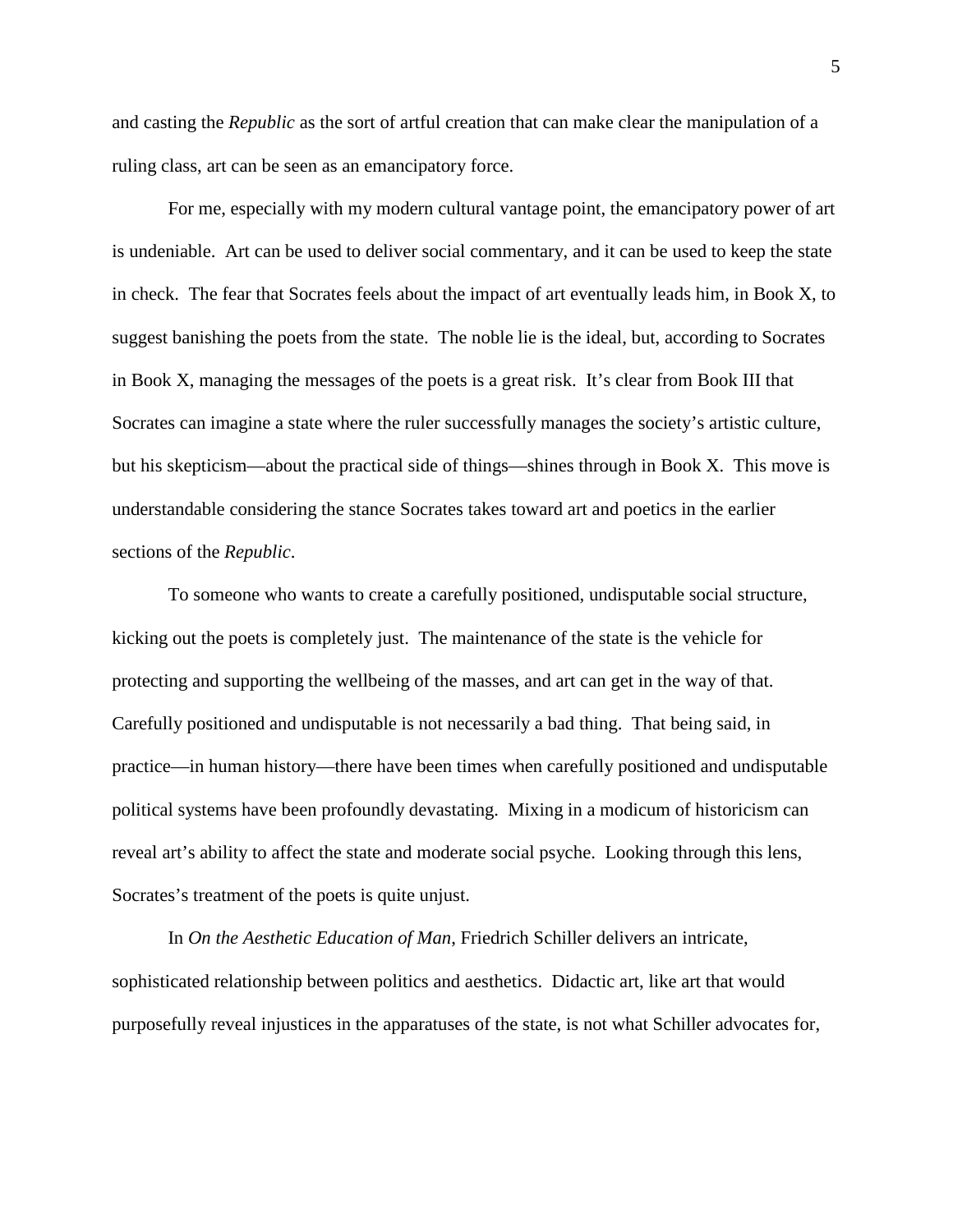and casting the *Republic* as the sort of artful creation that can make clear the manipulation of a ruling class, art can be seen as an emancipatory force.

For me, especially with my modern cultural vantage point, the emancipatory power of art is undeniable. Art can be used to deliver social commentary, and it can be used to keep the state in check. The fear that Socrates feels about the impact of art eventually leads him, in Book X, to suggest banishing the poets from the state. The noble lie is the ideal, but, according to Socrates in Book X, managing the messages of the poets is a great risk. It's clear from Book III that Socrates can imagine a state where the ruler successfully manages the society's artistic culture, but his skepticism—about the practical side of things—shines through in Book X. This move is understandable considering the stance Socrates takes toward art and poetics in the earlier sections of the *Republic*.

To someone who wants to create a carefully positioned, undisputable social structure, kicking out the poets is completely just. The maintenance of the state is the vehicle for protecting and supporting the wellbeing of the masses, and art can get in the way of that. Carefully positioned and undisputable is not necessarily a bad thing. That being said, in practice—in human history—there have been times when carefully positioned and undisputable political systems have been profoundly devastating. Mixing in a modicum of historicism can reveal art's ability to affect the state and moderate social psyche. Looking through this lens, Socrates's treatment of the poets is quite unjust.

In *On the Aesthetic Education of Man*, Friedrich Schiller delivers an intricate, sophisticated relationship between politics and aesthetics. Didactic art, like art that would purposefully reveal injustices in the apparatuses of the state, is not what Schiller advocates for,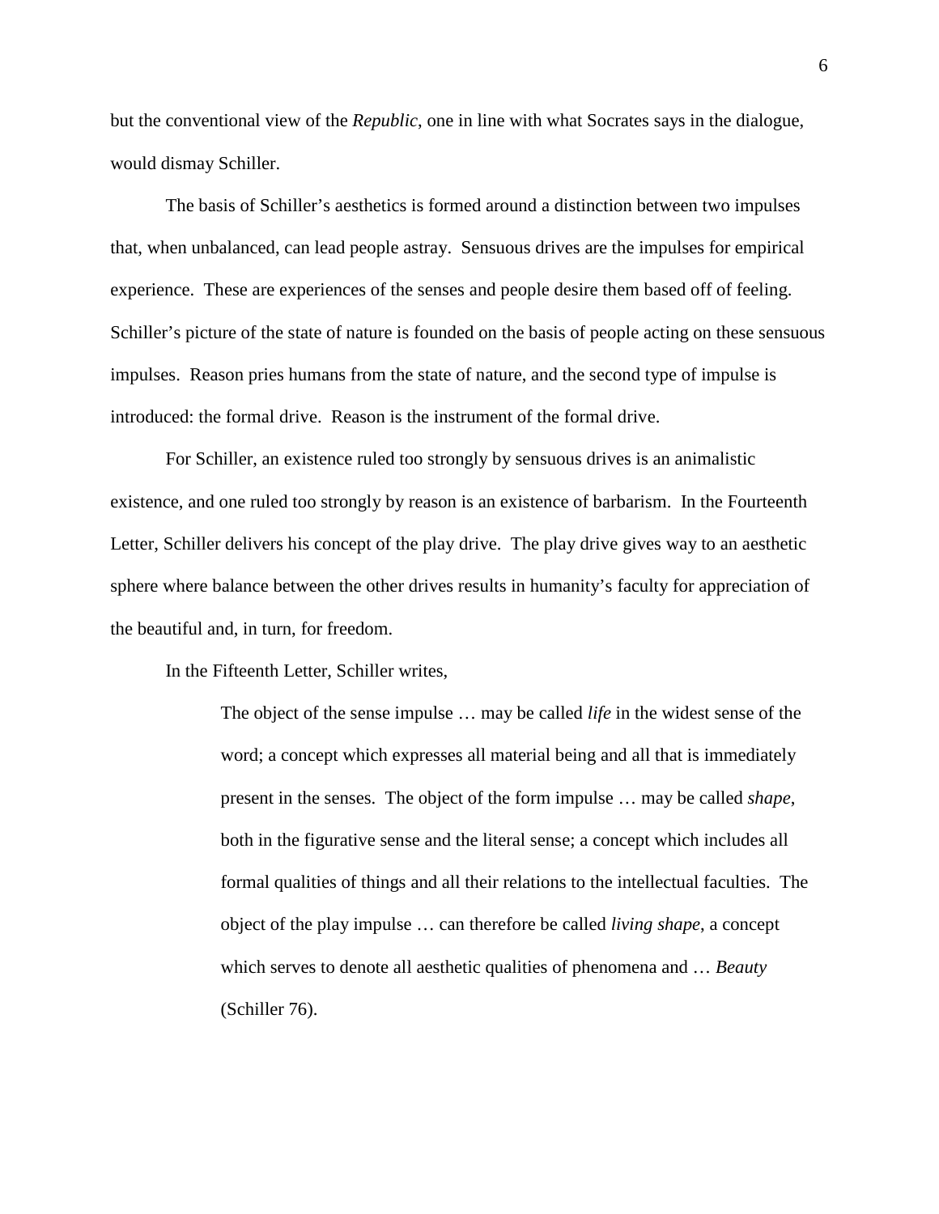but the conventional view of the *Republic*, one in line with what Socrates says in the dialogue, would dismay Schiller.

The basis of Schiller's aesthetics is formed around a distinction between two impulses that, when unbalanced, can lead people astray. Sensuous drives are the impulses for empirical experience. These are experiences of the senses and people desire them based off of feeling. Schiller's picture of the state of nature is founded on the basis of people acting on these sensuous impulses. Reason pries humans from the state of nature, and the second type of impulse is introduced: the formal drive. Reason is the instrument of the formal drive.

For Schiller, an existence ruled too strongly by sensuous drives is an animalistic existence, and one ruled too strongly by reason is an existence of barbarism. In the Fourteenth Letter, Schiller delivers his concept of the play drive. The play drive gives way to an aesthetic sphere where balance between the other drives results in humanity's faculty for appreciation of the beautiful and, in turn, for freedom.

In the Fifteenth Letter, Schiller writes,

> The object of the sense impulse … may be called *life* in the widest sense of the word; a concept which expresses all material being and all that is immediately present in the senses. The object of the form impulse … may be called *shape*, both in the figurative sense and the literal sense; a concept which includes all formal qualities of things and all their relations to the intellectual faculties. The object of the play impulse … can therefore be called *living shape*, a concept which serves to denote all aesthetic qualities of phenomena and … *Beauty* (Schiller 76).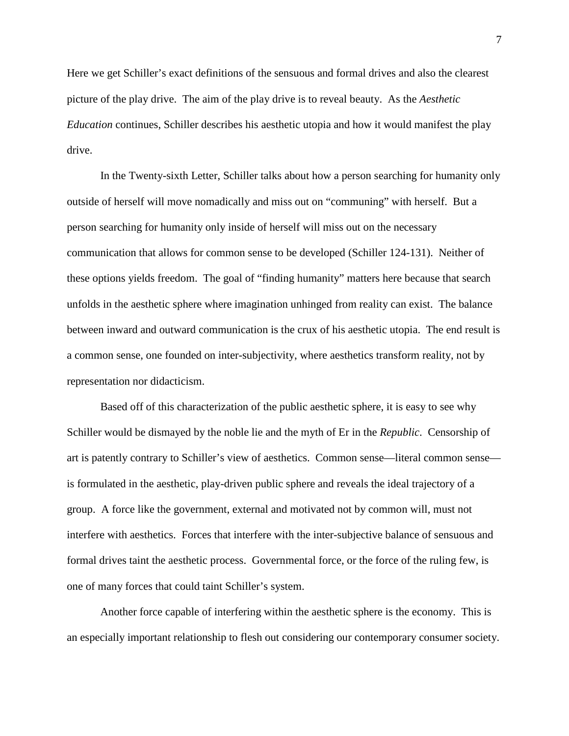Here we get Schiller's exact definitions of the sensuous and formal drives and also the clearest picture of the play drive. The aim of the play drive is to reveal beauty. As the *Aesthetic Education* continues, Schiller describes his aesthetic utopia and how it would manifest the play drive.

In the Twenty-sixth Letter, Schiller talks about how a person searching for humanity only outside of herself will move nomadically and miss out on "communing" with herself. But a person searching for humanity only inside of herself will miss out on the necessary communication that allows for common sense to be developed (Schiller 124-131). Neither of these options yields freedom. The goal of "finding humanity" matters here because that search unfolds in the aesthetic sphere where imagination unhinged from reality can exist. The balance between inward and outward communication is the crux of his aesthetic utopia. The end result is a common sense, one founded on inter-subjectivity, where aesthetics transform reality, not by representation nor didacticism.

Based off of this characterization of the public aesthetic sphere, it is easy to see why Schiller would be dismayed by the noble lie and the myth of Er in the *Republic*. Censorship of art is patently contrary to Schiller's view of aesthetics. Common sense—literal common sense—is formulated in the aesthetic, play-driven public sphere and reveals the ideal trajectory of a group. A force like the government, external and motivated not by common will, must not interfere with aesthetics. Forces that interfere with the inter-subjective balance of sensuous and formal drives taint the aesthetic process. Governmental force, or the force of the ruling few, is one of many forces that could taint Schiller's system.

Another force capable of interfering within the aesthetic sphere is the economy. This is an especially important relationship to flesh out considering our contemporary consumer society.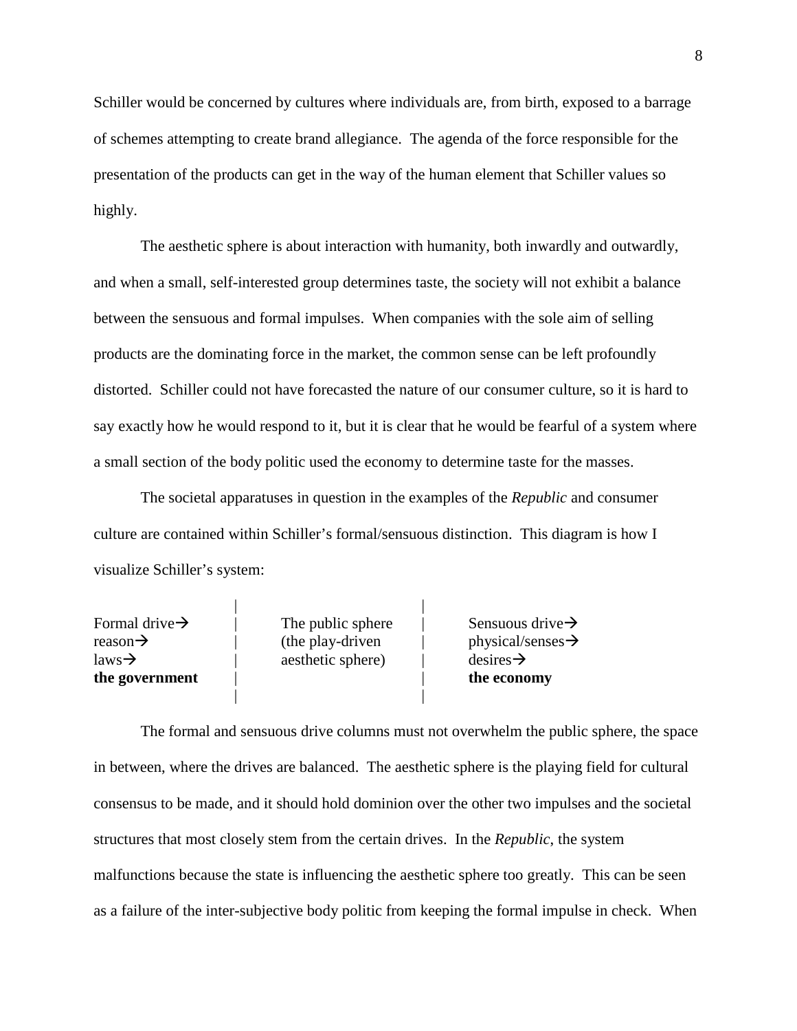Schiller would be concerned by cultures where individuals are, from birth, exposed to a barrage of schemes attempting to create brand allegiance. The agenda of the force responsible for the presentation of the products can get in the way of the human element that Schiller values so highly.

The aesthetic sphere is about interaction with humanity, both inwardly and outwardly, and when a small, self-interested group determines taste, the society will not exhibit a balance between the sensuous and formal impulses. When companies with the sole aim of selling products are the dominating force in the market, the common sense can be left profoundly distorted. Schiller could not have forecasted the nature of our consumer culture, so it is hard to say exactly how he would respond to it, but it is clear that he would be fearful of a system where a small section of the body politic used the economy to determine taste for the masses.

The societal apparatuses in question in the examples of the *Republic* and consumer culture are contained within Schiller's formal/sensuous distinction. This diagram is how I visualize Schiller's system:

| | | |
|---|---|---|
| Formal drive→<br>reason→<br>laws→<br>**the government** | The public sphere<br>(the play-driven<br>aesthetic sphere) | Sensuous drive→<br>physical/senses→<br>desires→<br>**the economy** |

The formal and sensuous drive columns must not overwhelm the public sphere, the space in between, where the drives are balanced. The aesthetic sphere is the playing field for cultural consensus to be made, and it should hold dominion over the other two impulses and the societal structures that most closely stem from the certain drives. In the *Republic*, the system malfunctions because the state is influencing the aesthetic sphere too greatly. This can be seen as a failure of the inter-subjective body politic from keeping the formal impulse in check. When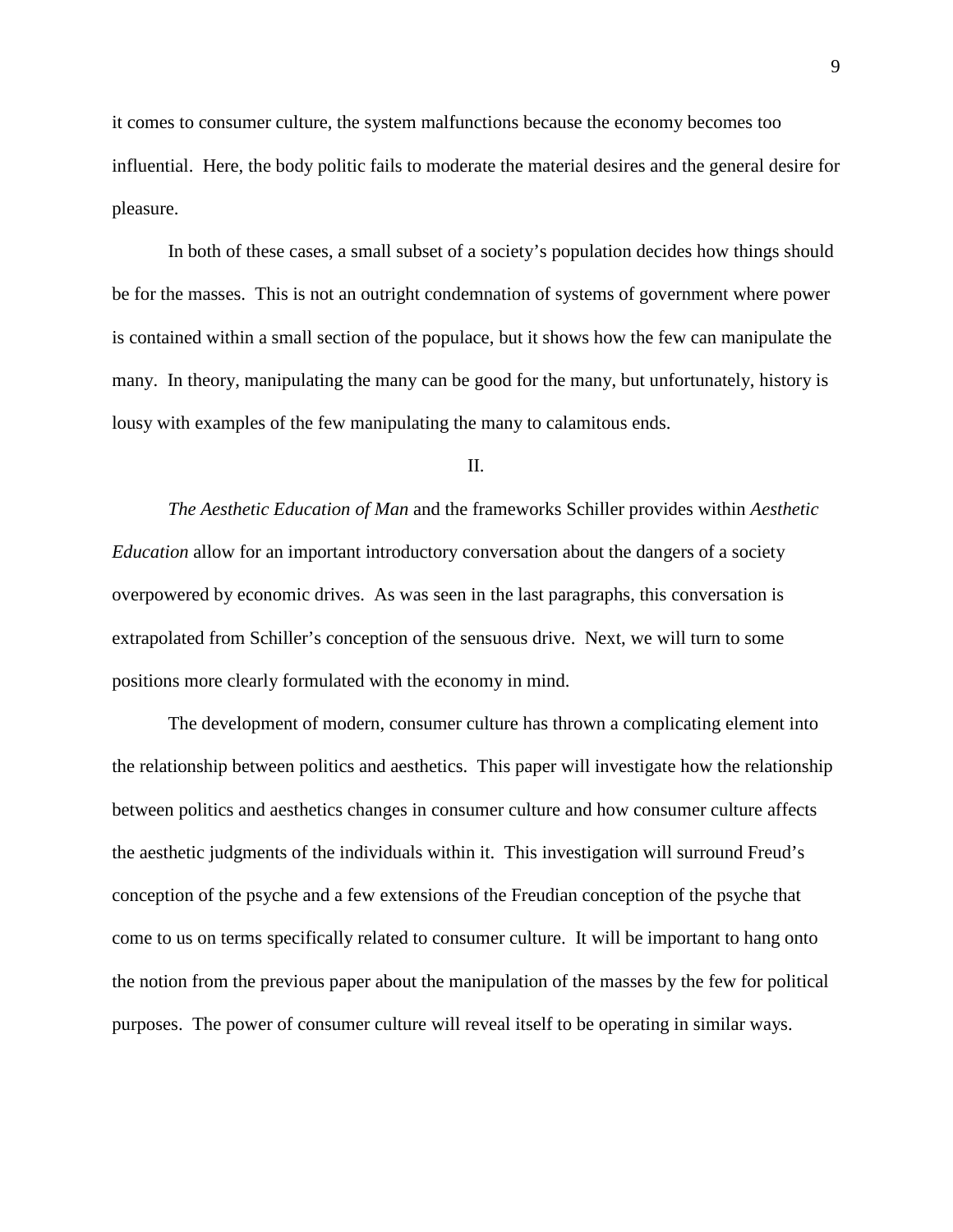it comes to consumer culture, the system malfunctions because the economy becomes too influential. Here, the body politic fails to moderate the material desires and the general desire for pleasure.

In both of these cases, a small subset of a society's population decides how things should be for the masses. This is not an outright condemnation of systems of government where power is contained within a small section of the populace, but it shows how the few can manipulate the many. In theory, manipulating the many can be good for the many, but unfortunately, history is lousy with examples of the few manipulating the many to calamitous ends.

## II.

*The Aesthetic Education of Man* and the frameworks Schiller provides within *Aesthetic Education* allow for an important introductory conversation about the dangers of a society overpowered by economic drives. As was seen in the last paragraphs, this conversation is extrapolated from Schiller's conception of the sensuous drive. Next, we will turn to some positions more clearly formulated with the economy in mind.

The development of modern, consumer culture has thrown a complicating element into the relationship between politics and aesthetics. This paper will investigate how the relationship between politics and aesthetics changes in consumer culture and how consumer culture affects the aesthetic judgments of the individuals within it. This investigation will surround Freud's conception of the psyche and a few extensions of the Freudian conception of the psyche that come to us on terms specifically related to consumer culture. It will be important to hang onto the notion from the previous paper about the manipulation of the masses by the few for political purposes. The power of consumer culture will reveal itself to be operating in similar ways.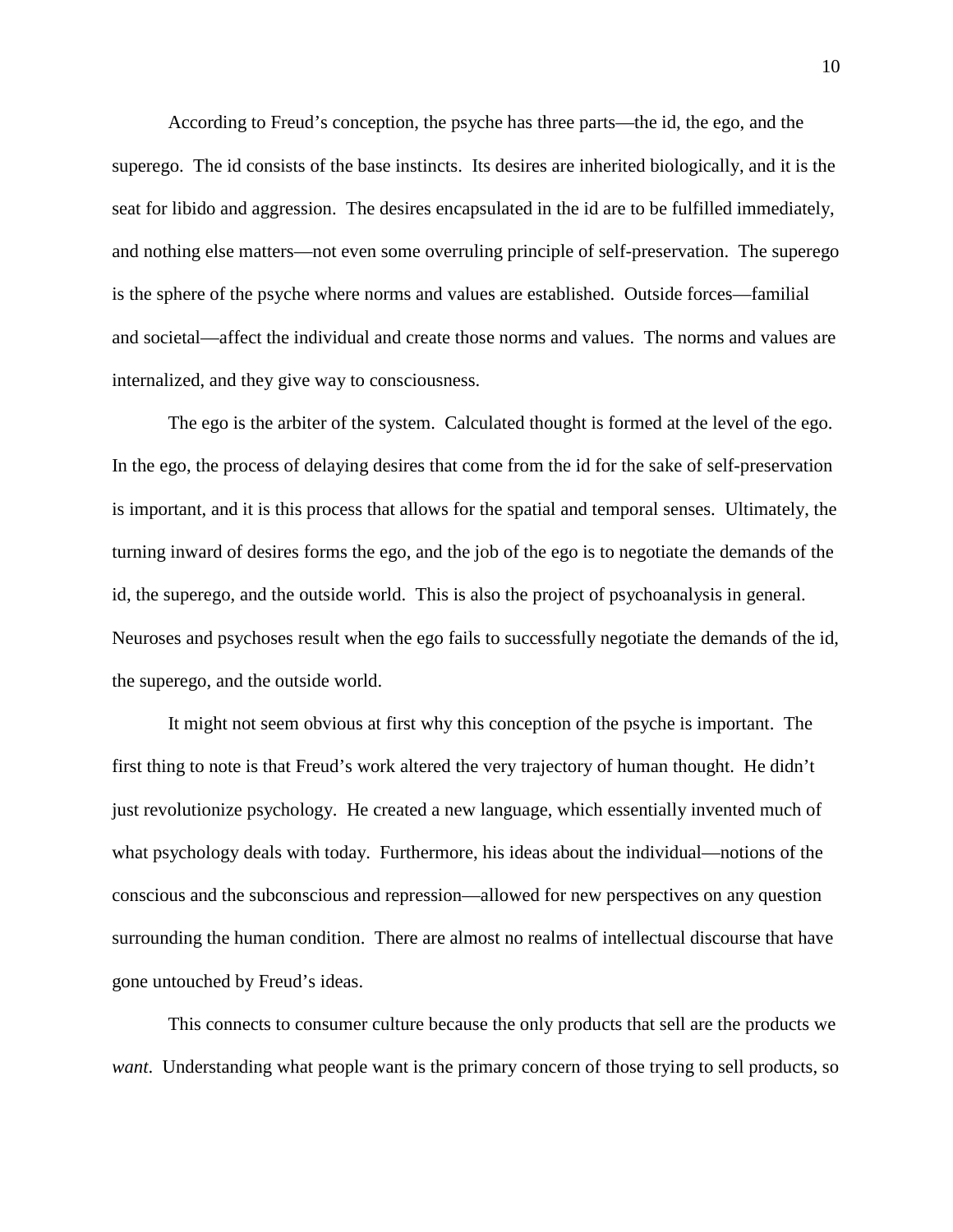According to Freud's conception, the psyche has three parts—the id, the ego, and the superego. The id consists of the base instincts. Its desires are inherited biologically, and it is the seat for libido and aggression. The desires encapsulated in the id are to be fulfilled immediately, and nothing else matters—not even some overruling principle of self-preservation. The superego is the sphere of the psyche where norms and values are established. Outside forces—familial and societal—affect the individual and create those norms and values. The norms and values are internalized, and they give way to consciousness.

The ego is the arbiter of the system. Calculated thought is formed at the level of the ego. In the ego, the process of delaying desires that come from the id for the sake of self-preservation is important, and it is this process that allows for the spatial and temporal senses. Ultimately, the turning inward of desires forms the ego, and the job of the ego is to negotiate the demands of the id, the superego, and the outside world. This is also the project of psychoanalysis in general. Neuroses and psychoses result when the ego fails to successfully negotiate the demands of the id, the superego, and the outside world.

It might not seem obvious at first why this conception of the psyche is important. The first thing to note is that Freud's work altered the very trajectory of human thought. He didn't just revolutionize psychology. He created a new language, which essentially invented much of what psychology deals with today. Furthermore, his ideas about the individual—notions of the conscious and the subconscious and repression—allowed for new perspectives on any question surrounding the human condition. There are almost no realms of intellectual discourse that have gone untouched by Freud's ideas.

This connects to consumer culture because the only products that sell are the products we *want*. Understanding what people want is the primary concern of those trying to sell products, so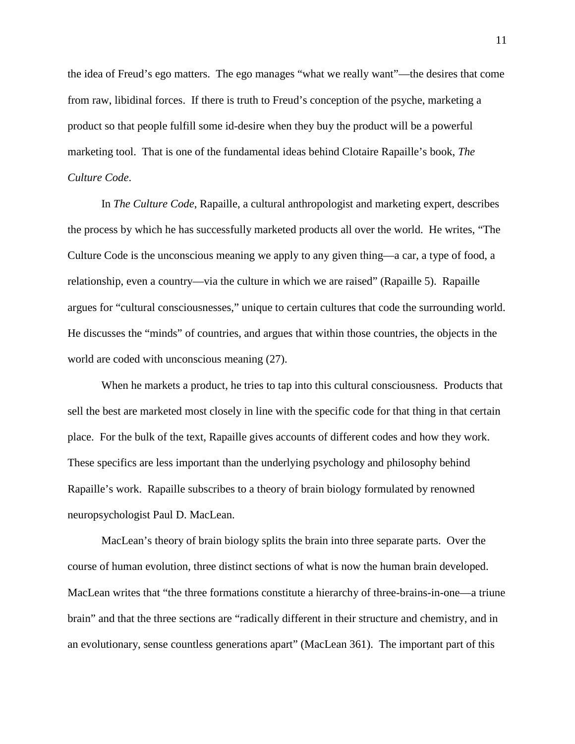the idea of Freud's ego matters. The ego manages "what we really want"—the desires that come from raw, libidinal forces. If there is truth to Freud's conception of the psyche, marketing a product so that people fulfill some id-desire when they buy the product will be a powerful marketing tool. That is one of the fundamental ideas behind Clotaire Rapaille's book, *The Culture Code*.

In *The Culture Code*, Rapaille, a cultural anthropologist and marketing expert, describes the process by which he has successfully marketed products all over the world. He writes, "The Culture Code is the unconscious meaning we apply to any given thing—a car, a type of food, a relationship, even a country—via the culture in which we are raised" (Rapaille 5). Rapaille argues for "cultural consciousnesses," unique to certain cultures that code the surrounding world. He discusses the "minds" of countries, and argues that within those countries, the objects in the world are coded with unconscious meaning (27).

When he markets a product, he tries to tap into this cultural consciousness. Products that sell the best are marketed most closely in line with the specific code for that thing in that certain place. For the bulk of the text, Rapaille gives accounts of different codes and how they work. These specifics are less important than the underlying psychology and philosophy behind Rapaille's work. Rapaille subscribes to a theory of brain biology formulated by renowned neuropsychologist Paul D. MacLean.

MacLean's theory of brain biology splits the brain into three separate parts. Over the course of human evolution, three distinct sections of what is now the human brain developed. MacLean writes that "the three formations constitute a hierarchy of three-brains-in-one—a triune brain" and that the three sections are "radically different in their structure and chemistry, and in an evolutionary, sense countless generations apart" (MacLean 361). The important part of this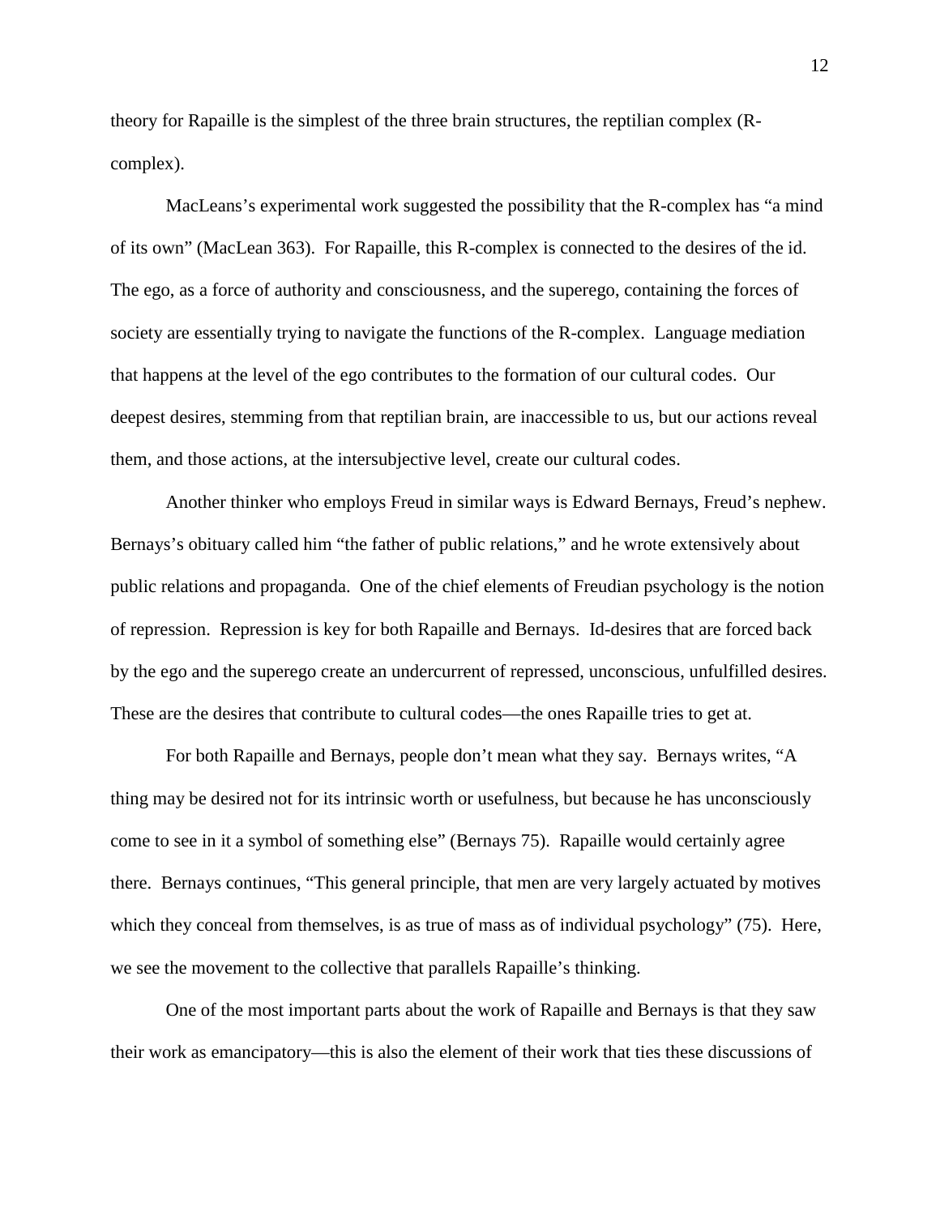theory for Rapaille is the simplest of the three brain structures, the reptilian complex (R-complex).

MacLeans's experimental work suggested the possibility that the R-complex has "a mind of its own" (MacLean 363). For Rapaille, this R-complex is connected to the desires of the id. The ego, as a force of authority and consciousness, and the superego, containing the forces of society are essentially trying to navigate the functions of the R-complex. Language mediation that happens at the level of the ego contributes to the formation of our cultural codes. Our deepest desires, stemming from that reptilian brain, are inaccessible to us, but our actions reveal them, and those actions, at the intersubjective level, create our cultural codes.

Another thinker who employs Freud in similar ways is Edward Bernays, Freud's nephew. Bernays's obituary called him "the father of public relations," and he wrote extensively about public relations and propaganda. One of the chief elements of Freudian psychology is the notion of repression. Repression is key for both Rapaille and Bernays. Id-desires that are forced back by the ego and the superego create an undercurrent of repressed, unconscious, unfulfilled desires. These are the desires that contribute to cultural codes—the ones Rapaille tries to get at.

For both Rapaille and Bernays, people don't mean what they say. Bernays writes, "A thing may be desired not for its intrinsic worth or usefulness, but because he has unconsciously come to see in it a symbol of something else" (Bernays 75). Rapaille would certainly agree there. Bernays continues, "This general principle, that men are very largely actuated by motives which they conceal from themselves, is as true of mass as of individual psychology" (75). Here, we see the movement to the collective that parallels Rapaille's thinking.

One of the most important parts about the work of Rapaille and Bernays is that they saw their work as emancipatory—this is also the element of their work that ties these discussions of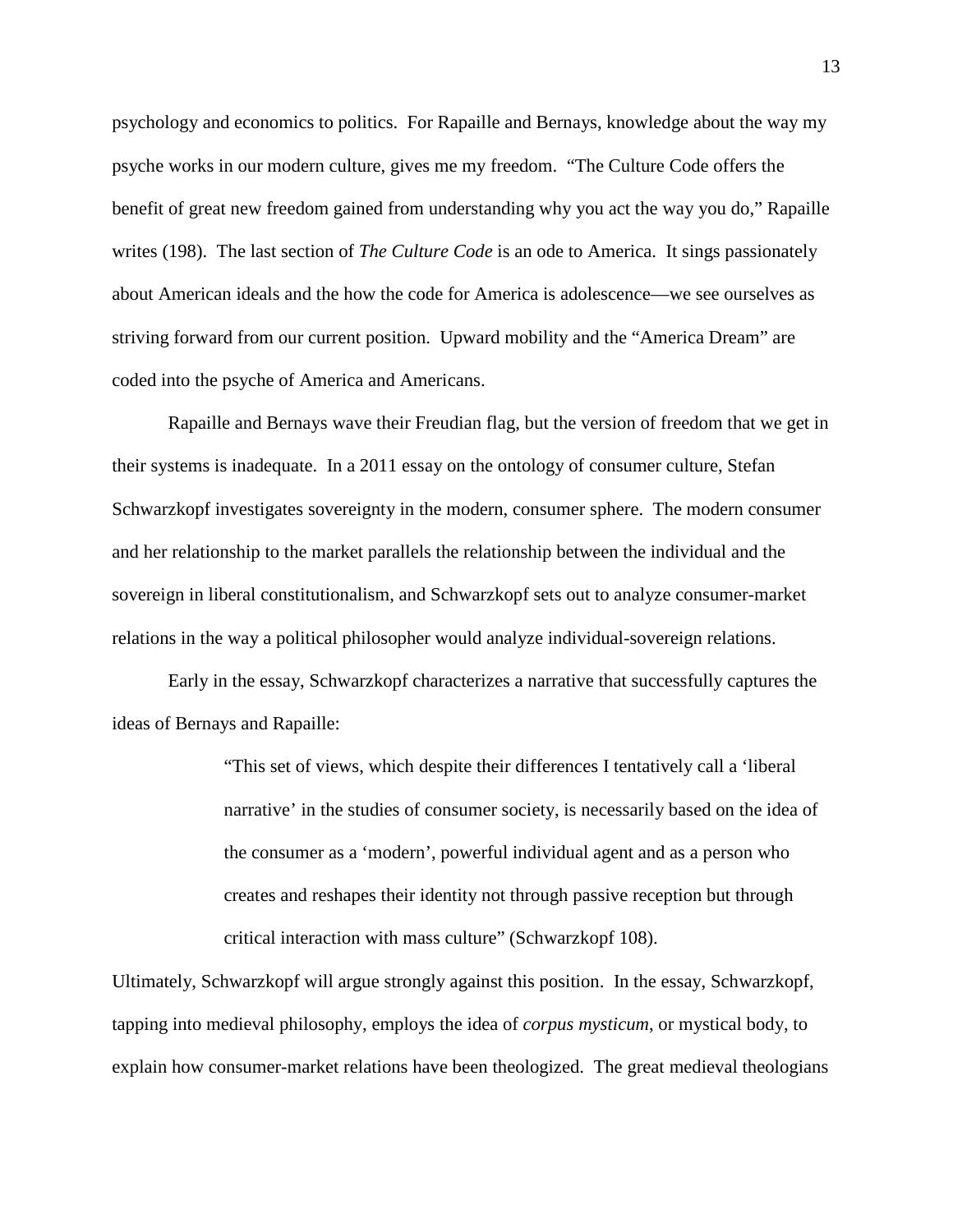psychology and economics to politics. For Rapaille and Bernays, knowledge about the way my psyche works in our modern culture, gives me my freedom. "The Culture Code offers the benefit of great new freedom gained from understanding why you act the way you do," Rapaille writes (198). The last section of *The Culture Code* is an ode to America. It sings passionately about American ideals and the how the code for America is adolescence—we see ourselves as striving forward from our current position. Upward mobility and the "America Dream" are coded into the psyche of America and Americans.

Rapaille and Bernays wave their Freudian flag, but the version of freedom that we get in their systems is inadequate. In a 2011 essay on the ontology of consumer culture, Stefan Schwarzkopf investigates sovereignty in the modern, consumer sphere. The modern consumer and her relationship to the market parallels the relationship between the individual and the sovereign in liberal constitutionalism, and Schwarzkopf sets out to analyze consumer-market relations in the way a political philosopher would analyze individual-sovereign relations.

Early in the essay, Schwarzkopf characterizes a narrative that successfully captures the ideas of Bernays and Rapaille:

> "This set of views, which despite their differences I tentatively call a 'liberal narrative' in the studies of consumer society, is necessarily based on the idea of the consumer as a 'modern', powerful individual agent and as a person who creates and reshapes their identity not through passive reception but through critical interaction with mass culture" (Schwarzkopf 108).

Ultimately, Schwarzkopf will argue strongly against this position. In the essay, Schwarzkopf, tapping into medieval philosophy, employs the idea of *corpus mysticum*, or mystical body, to explain how consumer-market relations have been theologized. The great medieval theologians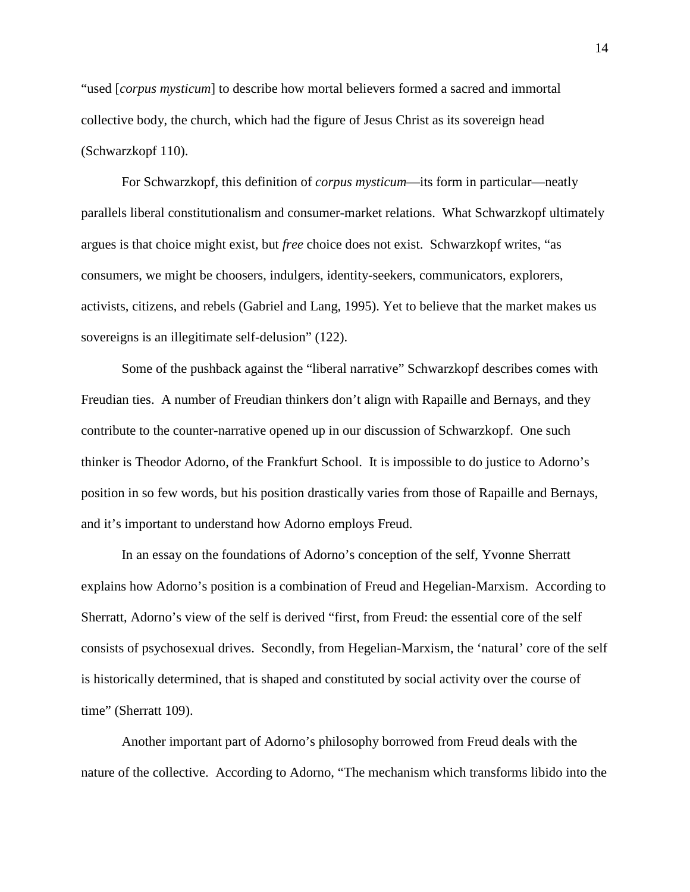"used [*corpus mysticum*] to describe how mortal believers formed a sacred and immortal collective body, the church, which had the figure of Jesus Christ as its sovereign head (Schwarzkopf 110).

For Schwarzkopf, this definition of *corpus mysticum*—its form in particular—neatly parallels liberal constitutionalism and consumer-market relations. What Schwarzkopf ultimately argues is that choice might exist, but *free* choice does not exist. Schwarzkopf writes, "as consumers, we might be choosers, indulgers, identity-seekers, communicators, explorers, activists, citizens, and rebels (Gabriel and Lang, 1995). Yet to believe that the market makes us sovereigns is an illegitimate self-delusion" (122).

Some of the pushback against the "liberal narrative" Schwarzkopf describes comes with Freudian ties. A number of Freudian thinkers don't align with Rapaille and Bernays, and they contribute to the counter-narrative opened up in our discussion of Schwarzkopf. One such thinker is Theodor Adorno, of the Frankfurt School. It is impossible to do justice to Adorno's position in so few words, but his position drastically varies from those of Rapaille and Bernays, and it's important to understand how Adorno employs Freud.

In an essay on the foundations of Adorno's conception of the self, Yvonne Sherratt explains how Adorno's position is a combination of Freud and Hegelian-Marxism. According to Sherratt, Adorno's view of the self is derived "first, from Freud: the essential core of the self consists of psychosexual drives. Secondly, from Hegelian-Marxism, the 'natural' core of the self is historically determined, that is shaped and constituted by social activity over the course of time" (Sherratt 109).

Another important part of Adorno's philosophy borrowed from Freud deals with the nature of the collective. According to Adorno, "The mechanism which transforms libido into the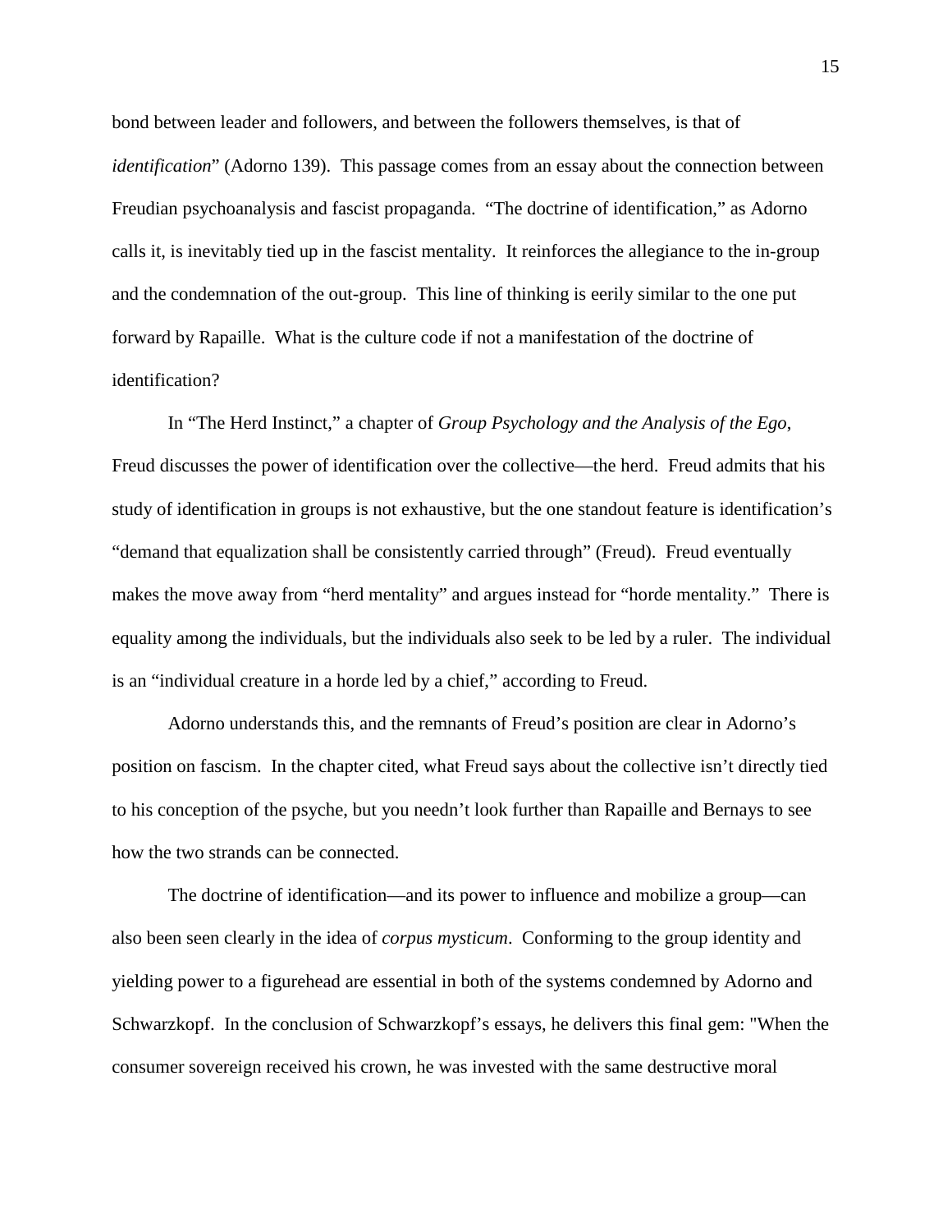bond between leader and followers, and between the followers themselves, is that of *identification*" (Adorno 139). This passage comes from an essay about the connection between Freudian psychoanalysis and fascist propaganda. "The doctrine of identification," as Adorno calls it, is inevitably tied up in the fascist mentality. It reinforces the allegiance to the in-group and the condemnation of the out-group. This line of thinking is eerily similar to the one put forward by Rapaille. What is the culture code if not a manifestation of the doctrine of identification?

In "The Herd Instinct," a chapter of *Group Psychology and the Analysis of the Ego*, Freud discusses the power of identification over the collective—the herd. Freud admits that his study of identification in groups is not exhaustive, but the one standout feature is identification's "demand that equalization shall be consistently carried through" (Freud). Freud eventually makes the move away from "herd mentality" and argues instead for "horde mentality." There is equality among the individuals, but the individuals also seek to be led by a ruler. The individual is an "individual creature in a horde led by a chief," according to Freud.

Adorno understands this, and the remnants of Freud's position are clear in Adorno's position on fascism. In the chapter cited, what Freud says about the collective isn't directly tied to his conception of the psyche, but you needn't look further than Rapaille and Bernays to see how the two strands can be connected.

The doctrine of identification—and its power to influence and mobilize a group—can also been seen clearly in the idea of *corpus mysticum*. Conforming to the group identity and yielding power to a figurehead are essential in both of the systems condemned by Adorno and Schwarzkopf. In the conclusion of Schwarzkopf's essays, he delivers this final gem: "When the consumer sovereign received his crown, he was invested with the same destructive moral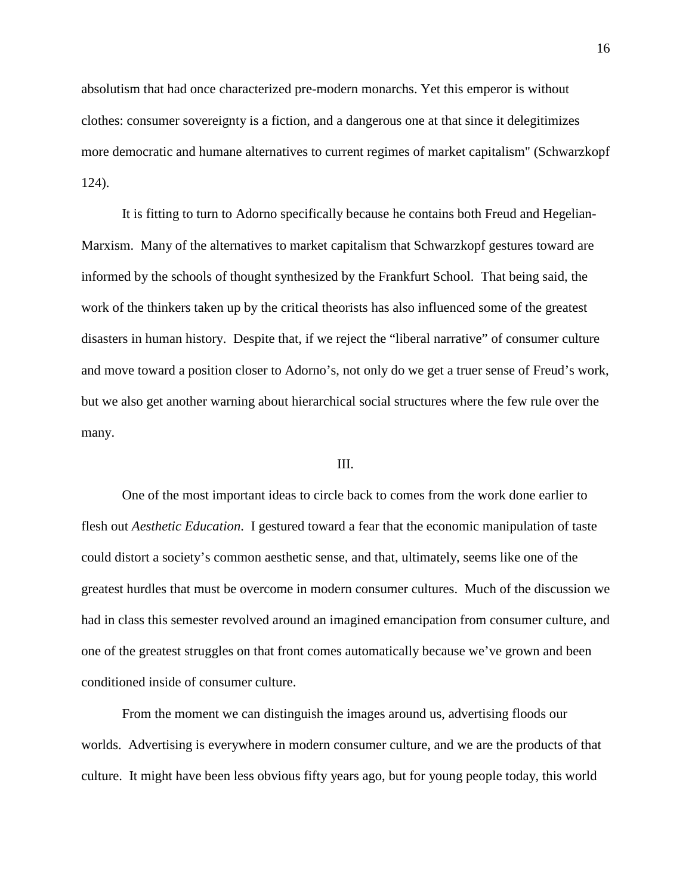absolutism that had once characterized pre-modern monarchs. Yet this emperor is without clothes: consumer sovereignty is a fiction, and a dangerous one at that since it delegitimizes more democratic and humane alternatives to current regimes of market capitalism" (Schwarzkopf 124).

It is fitting to turn to Adorno specifically because he contains both Freud and Hegelian-Marxism. Many of the alternatives to market capitalism that Schwarzkopf gestures toward are informed by the schools of thought synthesized by the Frankfurt School. That being said, the work of the thinkers taken up by the critical theorists has also influenced some of the greatest disasters in human history. Despite that, if we reject the "liberal narrative" of consumer culture and move toward a position closer to Adorno's, not only do we get a truer sense of Freud's work, but we also get another warning about hierarchical social structures where the few rule over the many.

## III.

One of the most important ideas to circle back to comes from the work done earlier to flesh out *Aesthetic Education*. I gestured toward a fear that the economic manipulation of taste could distort a society's common aesthetic sense, and that, ultimately, seems like one of the greatest hurdles that must be overcome in modern consumer cultures. Much of the discussion we had in class this semester revolved around an imagined emancipation from consumer culture, and one of the greatest struggles on that front comes automatically because we've grown and been conditioned inside of consumer culture.

From the moment we can distinguish the images around us, advertising floods our worlds. Advertising is everywhere in modern consumer culture, and we are the products of that culture. It might have been less obvious fifty years ago, but for young people today, this world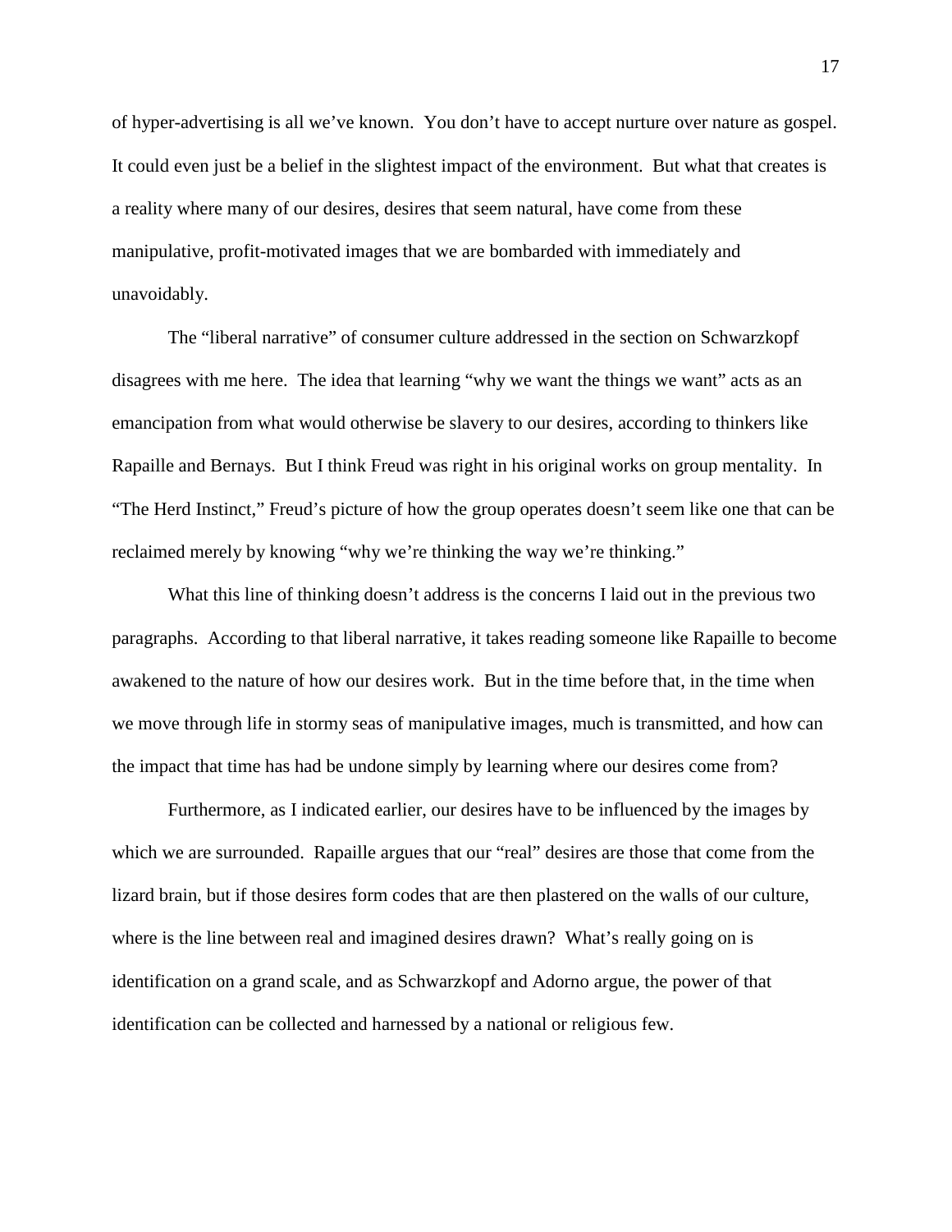of hyper-advertising is all we've known. You don't have to accept nurture over nature as gospel. It could even just be a belief in the slightest impact of the environment. But what that creates is a reality where many of our desires, desires that seem natural, have come from these manipulative, profit-motivated images that we are bombarded with immediately and unavoidably.

The "liberal narrative" of consumer culture addressed in the section on Schwarzkopf disagrees with me here. The idea that learning "why we want the things we want" acts as an emancipation from what would otherwise be slavery to our desires, according to thinkers like Rapaille and Bernays. But I think Freud was right in his original works on group mentality. In "The Herd Instinct," Freud's picture of how the group operates doesn't seem like one that can be reclaimed merely by knowing "why we're thinking the way we're thinking."

What this line of thinking doesn't address is the concerns I laid out in the previous two paragraphs. According to that liberal narrative, it takes reading someone like Rapaille to become awakened to the nature of how our desires work. But in the time before that, in the time when we move through life in stormy seas of manipulative images, much is transmitted, and how can the impact that time has had be undone simply by learning where our desires come from?

Furthermore, as I indicated earlier, our desires have to be influenced by the images by which we are surrounded. Rapaille argues that our "real" desires are those that come from the lizard brain, but if those desires form codes that are then plastered on the walls of our culture, where is the line between real and imagined desires drawn? What's really going on is identification on a grand scale, and as Schwarzkopf and Adorno argue, the power of that identification can be collected and harnessed by a national or religious few.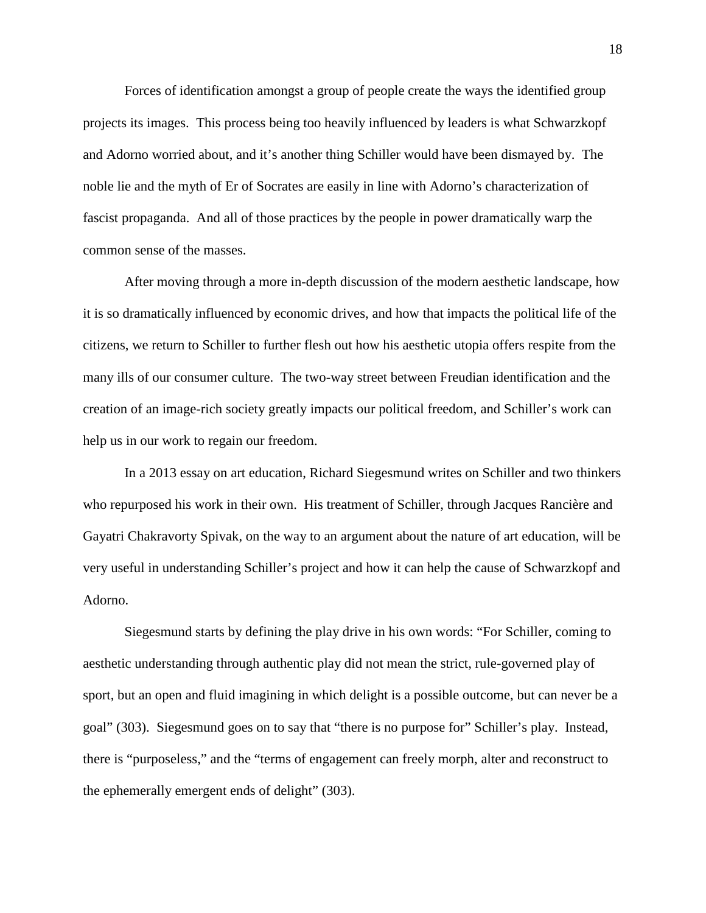Forces of identification amongst a group of people create the ways the identified group projects its images. This process being too heavily influenced by leaders is what Schwarzkopf and Adorno worried about, and it's another thing Schiller would have been dismayed by. The noble lie and the myth of Er of Socrates are easily in line with Adorno's characterization of fascist propaganda. And all of those practices by the people in power dramatically warp the common sense of the masses.

After moving through a more in-depth discussion of the modern aesthetic landscape, how it is so dramatically influenced by economic drives, and how that impacts the political life of the citizens, we return to Schiller to further flesh out how his aesthetic utopia offers respite from the many ills of our consumer culture. The two-way street between Freudian identification and the creation of an image-rich society greatly impacts our political freedom, and Schiller's work can help us in our work to regain our freedom.

In a 2013 essay on art education, Richard Siegesmund writes on Schiller and two thinkers who repurposed his work in their own. His treatment of Schiller, through Jacques Rancière and Gayatri Chakravorty Spivak, on the way to an argument about the nature of art education, will be very useful in understanding Schiller's project and how it can help the cause of Schwarzkopf and Adorno.

Siegesmund starts by defining the play drive in his own words: "For Schiller, coming to aesthetic understanding through authentic play did not mean the strict, rule-governed play of sport, but an open and fluid imagining in which delight is a possible outcome, but can never be a goal" (303). Siegesmund goes on to say that "there is no purpose for" Schiller's play. Instead, there is "purposeless," and the "terms of engagement can freely morph, alter and reconstruct to the ephemerally emergent ends of delight" (303).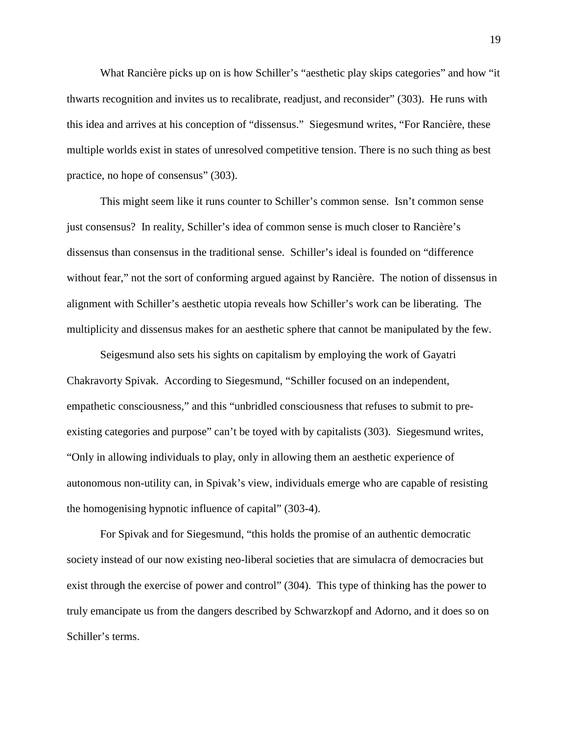What Rancière picks up on is how Schiller's "aesthetic play skips categories" and how "it thwarts recognition and invites us to recalibrate, readjust, and reconsider" (303). He runs with this idea and arrives at his conception of "dissensus." Siegesmund writes, "For Rancière, these multiple worlds exist in states of unresolved competitive tension. There is no such thing as best practice, no hope of consensus" (303).

This might seem like it runs counter to Schiller's common sense. Isn't common sense just consensus? In reality, Schiller's idea of common sense is much closer to Rancière's dissensus than consensus in the traditional sense. Schiller's ideal is founded on "difference without fear," not the sort of conforming argued against by Rancière. The notion of dissensus in alignment with Schiller's aesthetic utopia reveals how Schiller's work can be liberating. The multiplicity and dissensus makes for an aesthetic sphere that cannot be manipulated by the few.

Seigesmund also sets his sights on capitalism by employing the work of Gayatri Chakravorty Spivak. According to Siegesmund, "Schiller focused on an independent, empathetic consciousness," and this "unbridled consciousness that refuses to submit to pre-existing categories and purpose" can't be toyed with by capitalists (303). Siegesmund writes, "Only in allowing individuals to play, only in allowing them an aesthetic experience of autonomous non-utility can, in Spivak's view, individuals emerge who are capable of resisting the homogenising hypnotic influence of capital" (303-4).

For Spivak and for Siegesmund, "this holds the promise of an authentic democratic society instead of our now existing neo-liberal societies that are simulacra of democracies but exist through the exercise of power and control" (304). This type of thinking has the power to truly emancipate us from the dangers described by Schwarzkopf and Adorno, and it does so on Schiller's terms.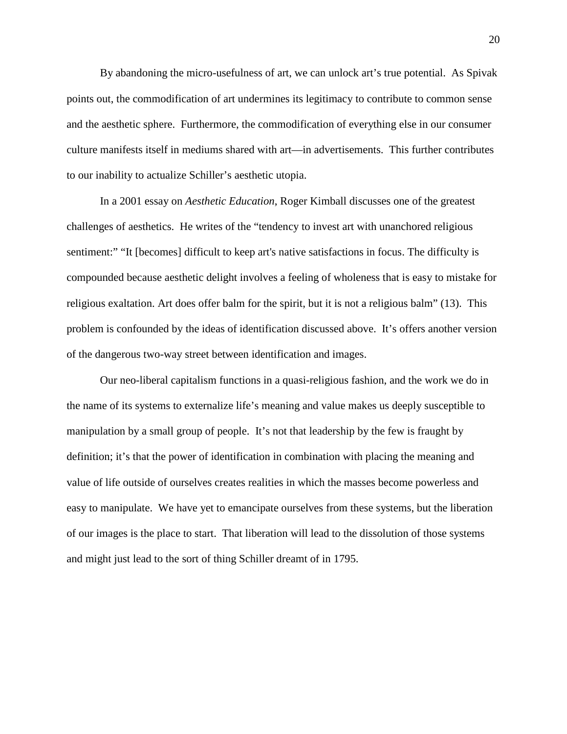By abandoning the micro-usefulness of art, we can unlock art's true potential. As Spivak points out, the commodification of art undermines its legitimacy to contribute to common sense and the aesthetic sphere. Furthermore, the commodification of everything else in our consumer culture manifests itself in mediums shared with art—in advertisements. This further contributes to our inability to actualize Schiller's aesthetic utopia.

In a 2001 essay on *Aesthetic Education*, Roger Kimball discusses one of the greatest challenges of aesthetics. He writes of the "tendency to invest art with unanchored religious sentiment:" "It [becomes] difficult to keep art's native satisfactions in focus. The difficulty is compounded because aesthetic delight involves a feeling of wholeness that is easy to mistake for religious exaltation. Art does offer balm for the spirit, but it is not a religious balm" (13). This problem is confounded by the ideas of identification discussed above. It's offers another version of the dangerous two-way street between identification and images.

Our neo-liberal capitalism functions in a quasi-religious fashion, and the work we do in the name of its systems to externalize life's meaning and value makes us deeply susceptible to manipulation by a small group of people. It's not that leadership by the few is fraught by definition; it's that the power of identification in combination with placing the meaning and value of life outside of ourselves creates realities in which the masses become powerless and easy to manipulate. We have yet to emancipate ourselves from these systems, but the liberation of our images is the place to start. That liberation will lead to the dissolution of those systems and might just lead to the sort of thing Schiller dreamt of in 1795.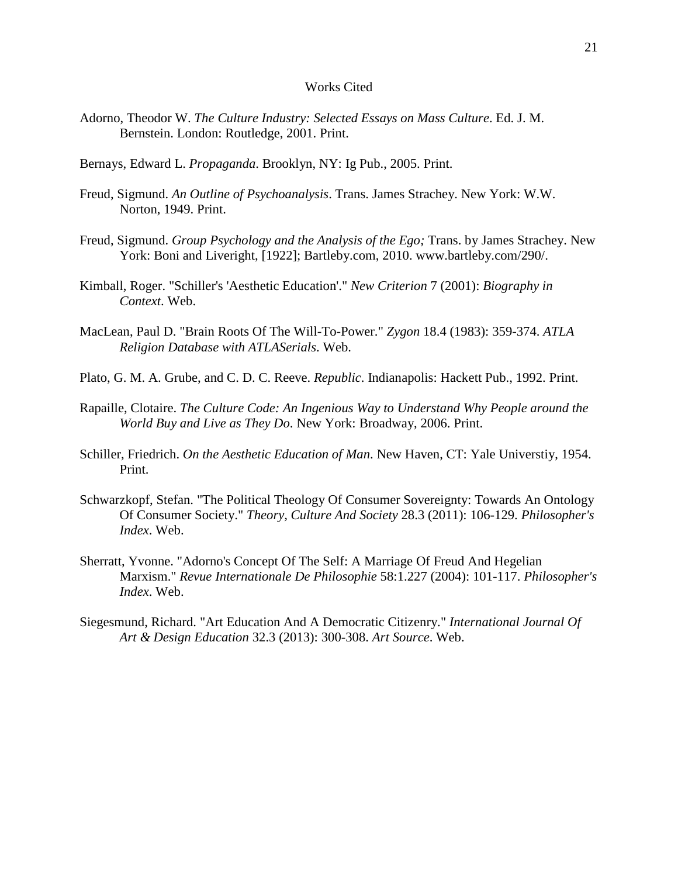# Works Cited

Adorno, Theodor W. *The Culture Industry: Selected Essays on Mass Culture*. Ed. J. M. Bernstein. London: Routledge, 2001. Print.

Bernays, Edward L. *Propaganda*. Brooklyn, NY: Ig Pub., 2005. Print.

Freud, Sigmund. *An Outline of Psychoanalysis*. Trans. James Strachey. New York: W.W. Norton, 1949. Print.

Freud, Sigmund. *Group Psychology and the Analysis of the Ego;* Trans. by James Strachey. New York: Boni and Liveright, [1922]; Bartleby.com, 2010. www.bartleby.com/290/.

Kimball, Roger. "Schiller's 'Aesthetic Education'." *New Criterion* 7 (2001): *Biography in Context*. Web.

MacLean, Paul D. "Brain Roots Of The Will-To-Power." *Zygon* 18.4 (1983): 359-374. *ATLA Religion Database with ATLASerials*. Web.

Plato, G. M. A. Grube, and C. D. C. Reeve. *Republic*. Indianapolis: Hackett Pub., 1992. Print.

Rapaille, Clotaire. *The Culture Code: An Ingenious Way to Understand Why People around the World Buy and Live as They Do*. New York: Broadway, 2006. Print.

Schiller, Friedrich. *On the Aesthetic Education of Man*. New Haven, CT: Yale Universtiy, 1954. Print.

Schwarzkopf, Stefan. "The Political Theology Of Consumer Sovereignty: Towards An Ontology Of Consumer Society." *Theory, Culture And Society* 28.3 (2011): 106-129. *Philosopher's Index*. Web.

Sherratt, Yvonne. "Adorno's Concept Of The Self: A Marriage Of Freud And Hegelian Marxism." *Revue Internationale De Philosophie* 58:1.227 (2004): 101-117. *Philosopher's Index*. Web.

Siegesmund, Richard. "Art Education And A Democratic Citizenry." *International Journal Of Art & Design Education* 32.3 (2013): 300-308. *Art Source*. Web.